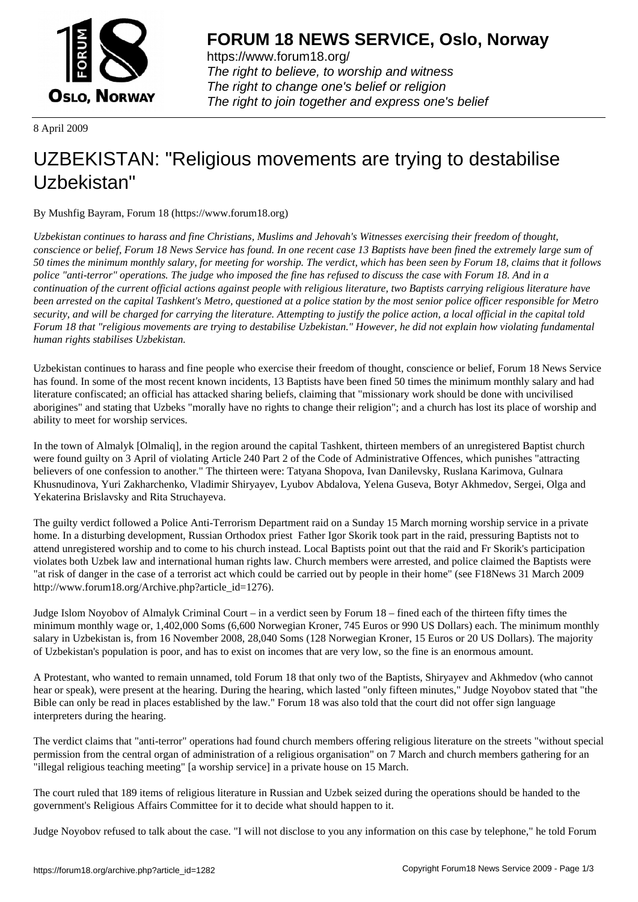# FORUM 18 NEWS SERVICE, Oslo, Norway

https://www.forum18.org/
*The right to believe, to worship and witness*
*The right to change one's belief or religion*
*The right to join together and express one's belief*

8 April 2009

# UZBEKISTAN: "Religious movements are trying to destabilise Uzbekistan"

By Mushfig Bayram, Forum 18 (https://www.forum18.org)

*Uzbekistan continues to harass and fine Christians, Muslims and Jehovah's Witnesses exercising their freedom of thought, conscience or belief, Forum 18 News Service has found. In one recent case 13 Baptists have been fined the extremely large sum of 50 times the minimum monthly salary, for meeting for worship. The verdict, which has been seen by Forum 18, claims that it follows police "anti-terror" operations. The judge who imposed the fine has refused to discuss the case with Forum 18. And in a continuation of the current official actions against people with religious literature, two Baptists carrying religious literature have been arrested on the capital Tashkent's Metro, questioned at a police station by the most senior police officer responsible for Metro security, and will be charged for carrying the literature. Attempting to justify the police action, a local official in the capital told Forum 18 that "religious movements are trying to destabilise Uzbekistan." However, he did not explain how violating fundamental human rights stabilises Uzbekistan.*

Uzbekistan continues to harass and fine people who exercise their freedom of thought, conscience or belief, Forum 18 News Service has found. In some of the most recent known incidents, 13 Baptists have been fined 50 times the minimum monthly salary and had literature confiscated; an official has attacked sharing beliefs, claiming that "missionary work should be done with uncivilised aborigines" and stating that Uzbeks "morally have no rights to change their religion"; and a church has lost its place of worship and ability to meet for worship services.

In the town of Almalyk [Olmaliq], in the region around the capital Tashkent, thirteen members of an unregistered Baptist church were found guilty on 3 April of violating Article 240 Part 2 of the Code of Administrative Offences, which punishes "attracting believers of one confession to another." The thirteen were: Tatyana Shopova, Ivan Danilevsky, Ruslana Karimova, Gulnara Khusnudinova, Yuri Zakharchenko, Vladimir Shiryayev, Lyubov Abdalova, Yelena Guseva, Botyr Akhmedov, Sergei, Olga and Yekaterina Brislavsky and Rita Struchayeva.

The guilty verdict followed a Police Anti-Terrorism Department raid on a Sunday 15 March morning worship service in a private home. In a disturbing development, Russian Orthodox priest Father Igor Skorik took part in the raid, pressuring Baptists not to attend unregistered worship and to come to his church instead. Local Baptists point out that the raid and Fr Skorik's participation violates both Uzbek law and international human rights law. Church members were arrested, and police claimed the Baptists were "at risk of danger in the case of a terrorist act which could be carried out by people in their home" (see F18News 31 March 2009 http://www.forum18.org/Archive.php?article_id=1276).

Judge Islom Noyobov of Almalyk Criminal Court – in a verdict seen by Forum 18 – fined each of the thirteen fifty times the minimum monthly wage or, 1,402,000 Soms (6,600 Norwegian Kroner, 745 Euros or 990 US Dollars) each. The minimum monthly salary in Uzbekistan is, from 16 November 2008, 28,040 Soms (128 Norwegian Kroner, 15 Euros or 20 US Dollars). The majority of Uzbekistan's population is poor, and has to exist on incomes that are very low, so the fine is an enormous amount.

A Protestant, who wanted to remain unnamed, told Forum 18 that only two of the Baptists, Shiryayev and Akhmedov (who cannot hear or speak), were present at the hearing. During the hearing, which lasted "only fifteen minutes," Judge Noyobov stated that "the Bible can only be read in places established by the law." Forum 18 was also told that the court did not offer sign language interpreters during the hearing.

The verdict claims that "anti-terror" operations had found church members offering religious literature on the streets "without special permission from the central organ of administration of a religious organisation" on 7 March and church members gathering for an "illegal religious teaching meeting" [a worship service] in a private house on 15 March.

The court ruled that 189 items of religious literature in Russian and Uzbek seized during the operations should be handed to the government's Religious Affairs Committee for it to decide what should happen to it.

Judge Noyobov refused to talk about the case. "I will not disclose to you any information on this case by telephone," he told Forum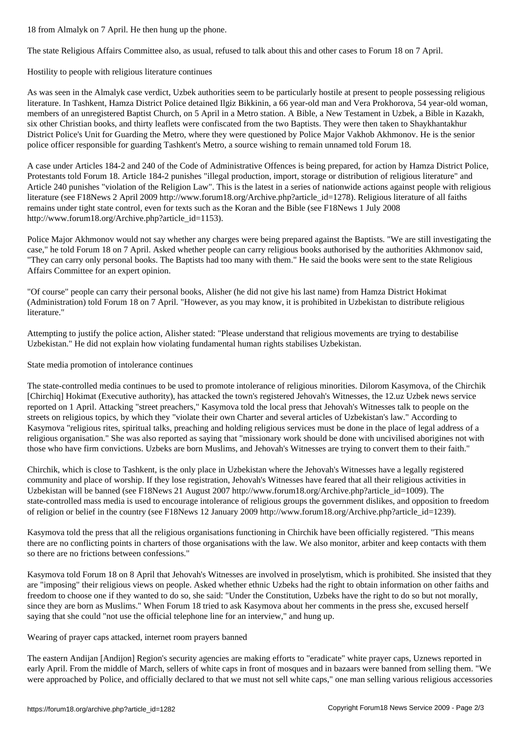18 from Almalyk on 7 April. He then hung up the phone.

The state Religious Affairs Committee also, as usual, refused to talk about this and other cases to Forum 18 on 7 April.

## Hostility to people with religious literature continues

As was seen in the Almalyk case verdict, Uzbek authorities seem to be particularly hostile at present to people possessing religious literature. In Tashkent, Hamza District Police detained Ilgiz Bikkinin, a 66 year-old man and Vera Prokhorova, 54 year-old woman, members of an unregistered Baptist Church, on 5 April in a Metro station. A Bible, a New Testament in Uzbek, a Bible in Kazakh, six other Christian books, and thirty leaflets were confiscated from the two Baptists. They were then taken to Shaykhantakhur District Police's Unit for Guarding the Metro, where they were questioned by Police Major Vakhob Akhmonov. He is the senior police officer responsible for guarding Tashkent's Metro, a source wishing to remain unnamed told Forum 18.

A case under Articles 184-2 and 240 of the Code of Administrative Offences is being prepared, for action by Hamza District Police, Protestants told Forum 18. Article 184-2 punishes "illegal production, import, storage or distribution of religious literature" and Article 240 punishes "violation of the Religion Law". This is the latest in a series of nationwide actions against people with religious literature (see F18News 2 April 2009 http://www.forum18.org/Archive.php?article_id=1278). Religious literature of all faiths remains under tight state control, even for texts such as the Koran and the Bible (see F18News 1 July 2008 http://www.forum18.org/Archive.php?article_id=1153).

Police Major Akhmonov would not say whether any charges were being prepared against the Baptists. "We are still investigating the case," he told Forum 18 on 7 April. Asked whether people can carry religious books authorised by the authorities Akhmonov said, "They can carry only personal books. The Baptists had too many with them." He said the books were sent to the state Religious Affairs Committee for an expert opinion.

"Of course" people can carry their personal books, Alisher (he did not give his last name) from Hamza District Hokimat (Administration) told Forum 18 on 7 April. "However, as you may know, it is prohibited in Uzbekistan to distribute religious literature."

Attempting to justify the police action, Alisher stated: "Please understand that religious movements are trying to destabilise Uzbekistan." He did not explain how violating fundamental human rights stabilises Uzbekistan.

## State media promotion of intolerance continues

The state-controlled media continues to be used to promote intolerance of religious minorities. Dilorom Kasymova, of the Chirchik [Chirchiq] Hokimat (Executive authority), has attacked the town's registered Jehovah's Witnesses, the 12.uz Uzbek news service reported on 1 April. Attacking "street preachers," Kasymova told the local press that Jehovah's Witnesses talk to people on the streets on religious topics, by which they "violate their own Charter and several articles of Uzbekistan's law." According to Kasymova "religious rites, spiritual talks, preaching and holding religious services must be done in the place of legal address of a religious organisation." She was also reported as saying that "missionary work should be done with uncivilised aborigines not with those who have firm convictions. Uzbeks are born Muslims, and Jehovah's Witnesses are trying to convert them to their faith."

Chirchik, which is close to Tashkent, is the only place in Uzbekistan where the Jehovah's Witnesses have a legally registered community and place of worship. If they lose registration, Jehovah's Witnesses have feared that all their religious activities in Uzbekistan will be banned (see F18News 21 August 2007 http://www.forum18.org/Archive.php?article_id=1009). The state-controlled mass media is used to encourage intolerance of religious groups the government dislikes, and opposition to freedom of religion or belief in the country (see F18News 12 January 2009 http://www.forum18.org/Archive.php?article_id=1239).

Kasymova told the press that all the religious organisations functioning in Chirchik have been officially registered. "This means there are no conflicting points in charters of those organisations with the law. We also monitor, arbiter and keep contacts with them so there are no frictions between confessions."

Kasymova told Forum 18 on 8 April that Jehovah's Witnesses are involved in proselytism, which is prohibited. She insisted that they are "imposing" their religious views on people. Asked whether ethnic Uzbeks had the right to obtain information on other faiths and freedom to choose one if they wanted to do so, she said: "Under the Constitution, Uzbeks have the right to do so but not morally, since they are born as Muslims." When Forum 18 tried to ask Kasymova about her comments in the press she, excused herself saying that she could "not use the official telephone line for an interview," and hung up.

## Wearing of prayer caps attacked, internet room prayers banned

The eastern Andijan [Andijon] Region's security agencies are making efforts to "eradicate" white prayer caps, Uznews reported in early April. From the middle of March, sellers of white caps in front of mosques and in bazaars were banned from selling them. "We were approached by Police, and officially declared to that we must not sell white caps," one man selling various religious accessories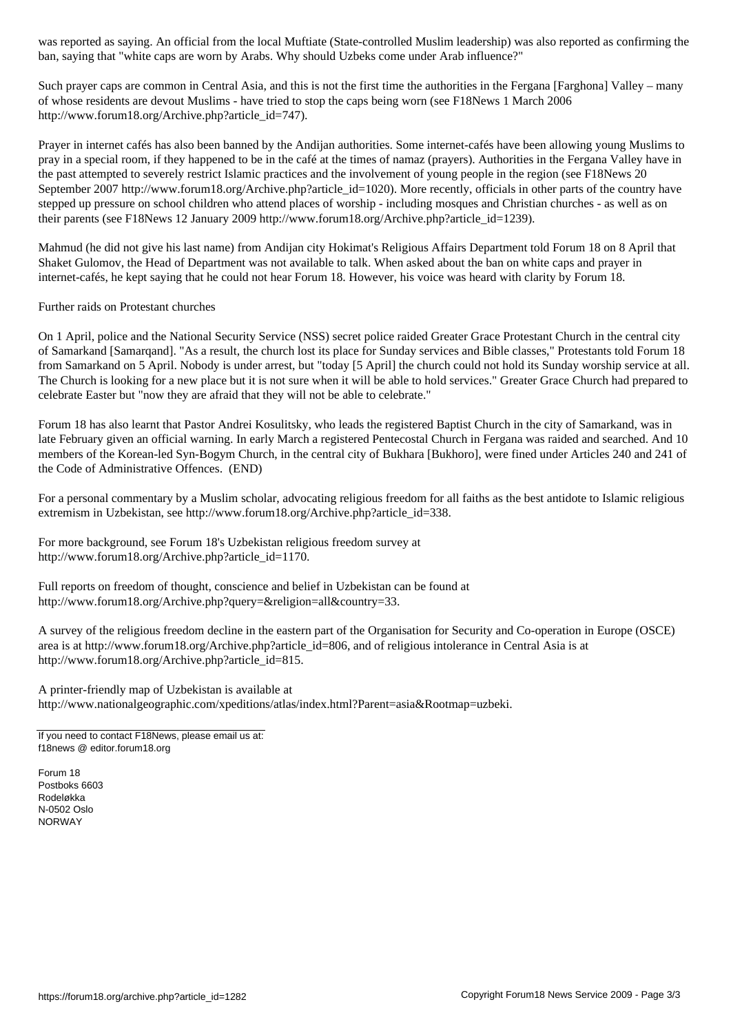was reported as saying. An official from the local Muftiate (State-controlled Muslim leadership) was also reported as confirming the ban, saying that "white caps are worn by Arabs. Why should Uzbeks come under Arab influence?"

Such prayer caps are common in Central Asia, and this is not the first time the authorities in the Fergana [Farghona] Valley – many of whose residents are devout Muslims - have tried to stop the caps being worn (see F18News 1 March 2006 http://www.forum18.org/Archive.php?article_id=747).

Prayer in internet cafés has also been banned by the Andijan authorities. Some internet-cafés have been allowing young Muslims to pray in a special room, if they happened to be in the café at the times of namaz (prayers). Authorities in the Fergana Valley have in the past attempted to severely restrict Islamic practices and the involvement of young people in the region (see F18News 20 September 2007 http://www.forum18.org/Archive.php?article_id=1020). More recently, officials in other parts of the country have stepped up pressure on school children who attend places of worship - including mosques and Christian churches - as well as on their parents (see F18News 12 January 2009 http://www.forum18.org/Archive.php?article_id=1239).

Mahmud (he did not give his last name) from Andijan city Hokimat's Religious Affairs Department told Forum 18 on 8 April that Shaket Gulomov, the Head of Department was not available to talk. When asked about the ban on white caps and prayer in internet-cafés, he kept saying that he could not hear Forum 18. However, his voice was heard with clarity by Forum 18.

Further raids on Protestant churches

On 1 April, police and the National Security Service (NSS) secret police raided Greater Grace Protestant Church in the central city of Samarkand [Samarqand]. "As a result, the church lost its place for Sunday services and Bible classes," Protestants told Forum 18 from Samarkand on 5 April. Nobody is under arrest, but "today [5 April] the church could not hold its Sunday worship service at all. The Church is looking for a new place but it is not sure when it will be able to hold services." Greater Grace Church had prepared to celebrate Easter but "now they are afraid that they will not be able to celebrate."

Forum 18 has also learnt that Pastor Andrei Kosulitsky, who leads the registered Baptist Church in the city of Samarkand, was in late February given an official warning. In early March a registered Pentecostal Church in Fergana was raided and searched. And 10 members of the Korean-led Syn-Bogym Church, in the central city of Bukhara [Bukhoro], were fined under Articles 240 and 241 of the Code of Administrative Offences. (END)

For a personal commentary by a Muslim scholar, advocating religious freedom for all faiths as the best antidote to Islamic religious extremism in Uzbekistan, see http://www.forum18.org/Archive.php?article_id=338.

For more background, see Forum 18's Uzbekistan religious freedom survey at http://www.forum18.org/Archive.php?article_id=1170.

Full reports on freedom of thought, conscience and belief in Uzbekistan can be found at http://www.forum18.org/Archive.php?query=&religion=all&country=33.

A survey of the religious freedom decline in the eastern part of the Organisation for Security and Co-operation in Europe (OSCE) area is at http://www.forum18.org/Archive.php?article_id=806, and of religious intolerance in Central Asia is at http://www.forum18.org/Archive.php?article_id=815.

A printer-friendly map of Uzbekistan is available at http://www.nationalgeographic.com/xpeditions/atlas/index.html?Parent=asia&Rootmap=uzbeki.

If you need to contact F18News, please email us at:
f18news @ editor.forum18.org

Forum 18
Postboks 6603
Rodeløkka
N-0502 Oslo
NORWAY